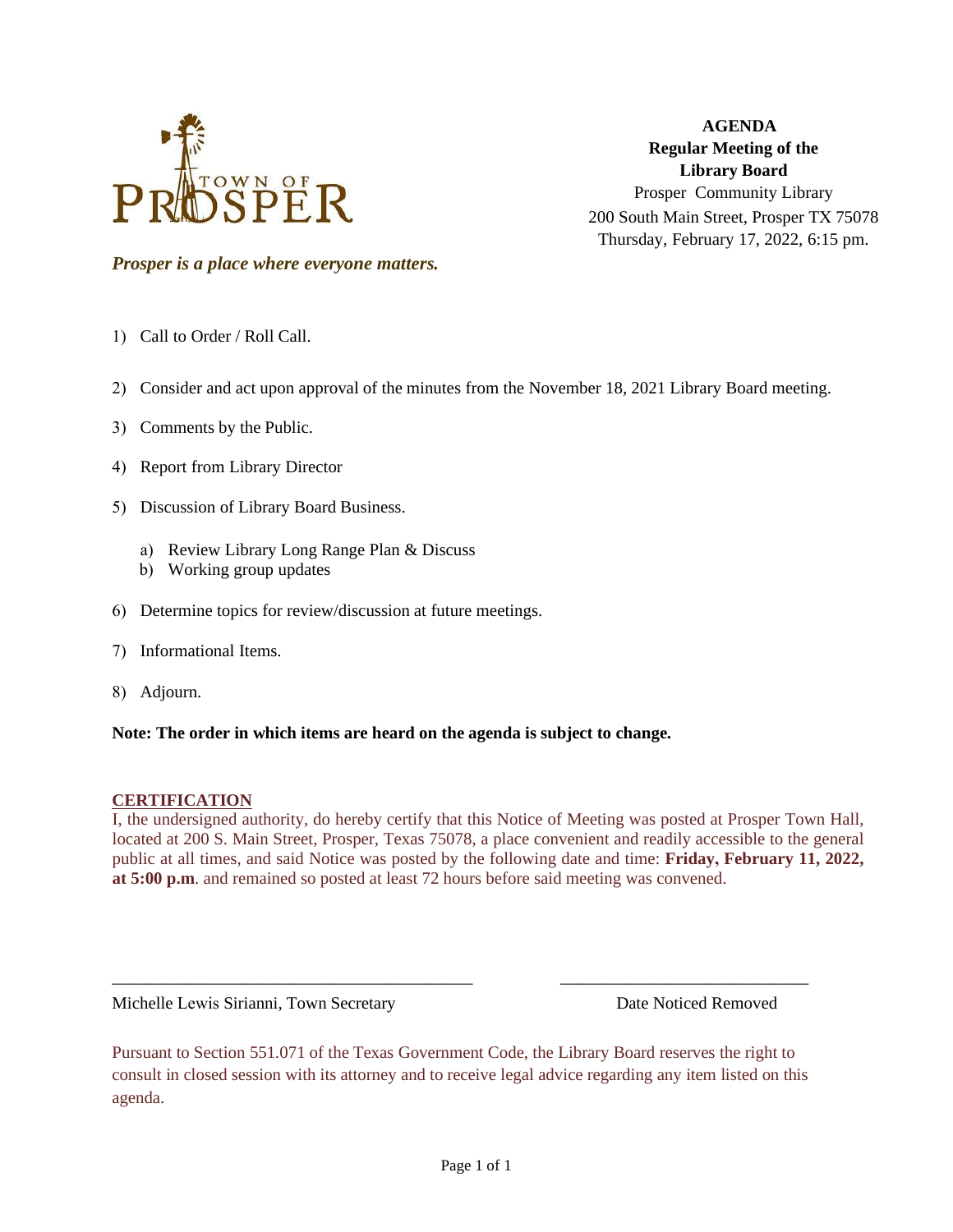TOWN OF PROSPER

**AGENDA**
**Regular Meeting of the Library Board**
Prosper Community Library
200 South Main Street, Prosper TX 75078
Thursday, February 17, 2022, 6:15 pm.

***Prosper is a place where everyone matters.***

1) Call to Order / Roll Call.

2) Consider and act upon approval of the minutes from the November 18, 2021 Library Board meeting.

3) Comments by the Public.

4) Report from Library Director

5) Discussion of Library Board Business.

   a) Review Library Long Range Plan & Discuss
   b) Working group updates

6) Determine topics for review/discussion at future meetings.

7) Informational Items.

8) Adjourn.

**Note: The order in which items are heard on the agenda is subject to change.**

**CERTIFICATION**

I, the undersigned authority, do hereby certify that this Notice of Meeting was posted at Prosper Town Hall, located at 200 S. Main Street, Prosper, Texas 75078, a place convenient and readily accessible to the general public at all times, and said Notice was posted by the following date and time: **Friday, February 11, 2022, at 5:00 p.m**. and remained so posted at least 72 hours before said meeting was convened.

\_\_\_\_\_\_\_\_\_\_\_\_\_\_\_\_\_\_\_\_\_\_\_\_\_\_\_\_\_\_\_\_\_\_\_\_\_\_\_\_ \_\_\_\_\_\_\_\_\_\_\_\_\_\_\_\_\_\_\_\_\_\_\_\_\_\_\_\_

Michelle Lewis Sirianni, Town Secretary Date Noticed Removed

Pursuant to Section 551.071 of the Texas Government Code, the Library Board reserves the right to consult in closed session with its attorney and to receive legal advice regarding any item listed on this agenda.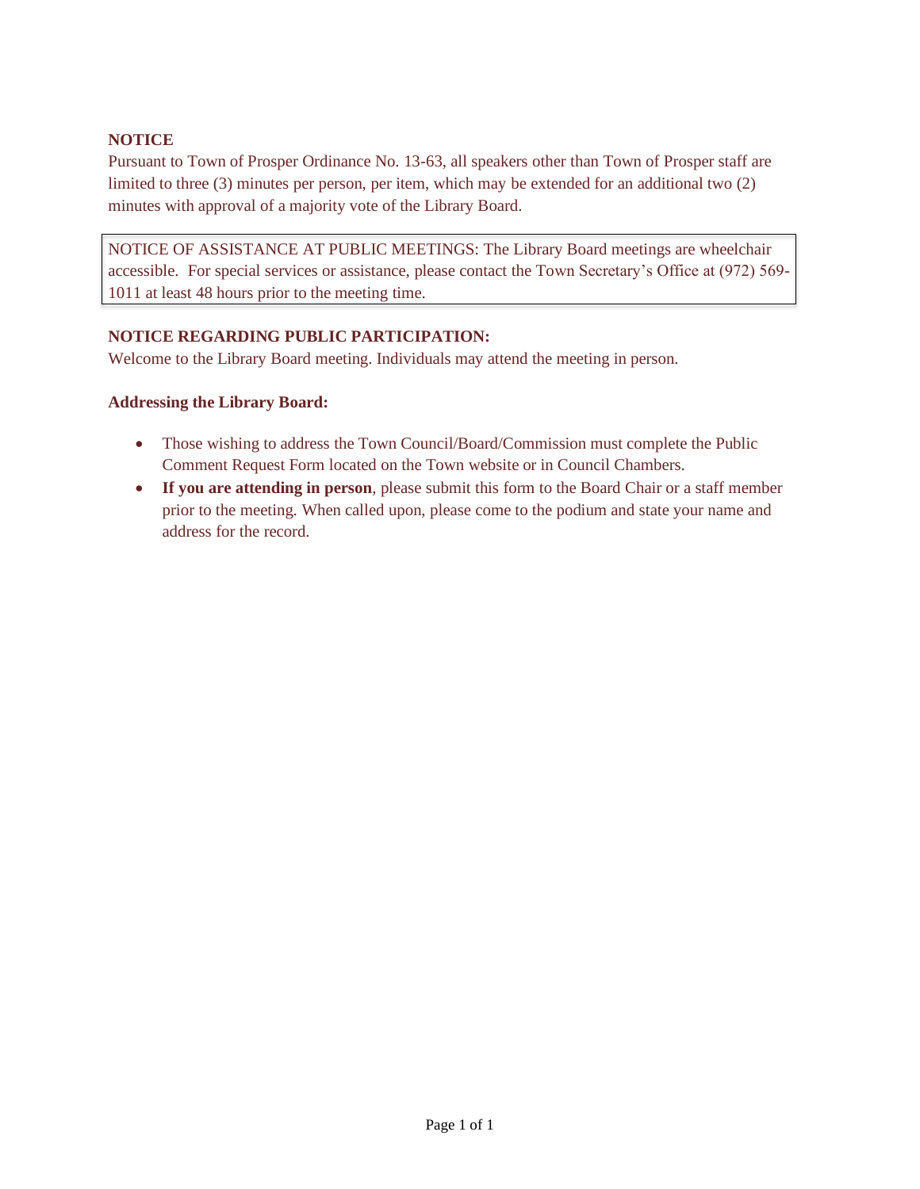**NOTICE**

Pursuant to Town of Prosper Ordinance No. 13-63, all speakers other than Town of Prosper staff are limited to three (3) minutes per person, per item, which may be extended for an additional two (2) minutes with approval of a majority vote of the Library Board.

NOTICE OF ASSISTANCE AT PUBLIC MEETINGS: The Library Board meetings are wheelchair accessible. For special services or assistance, please contact the Town Secretary's Office at (972) 569-1011 at least 48 hours prior to the meeting time.

**NOTICE REGARDING PUBLIC PARTICIPATION:**

Welcome to the Library Board meeting. Individuals may attend the meeting in person.

**Addressing the Library Board:**

- Those wishing to address the Town Council/Board/Commission must complete the Public Comment Request Form located on the Town website or in Council Chambers.
- **If you are attending in person**, please submit this form to the Board Chair or a staff member prior to the meeting. When called upon, please come to the podium and state your name and address for the record.